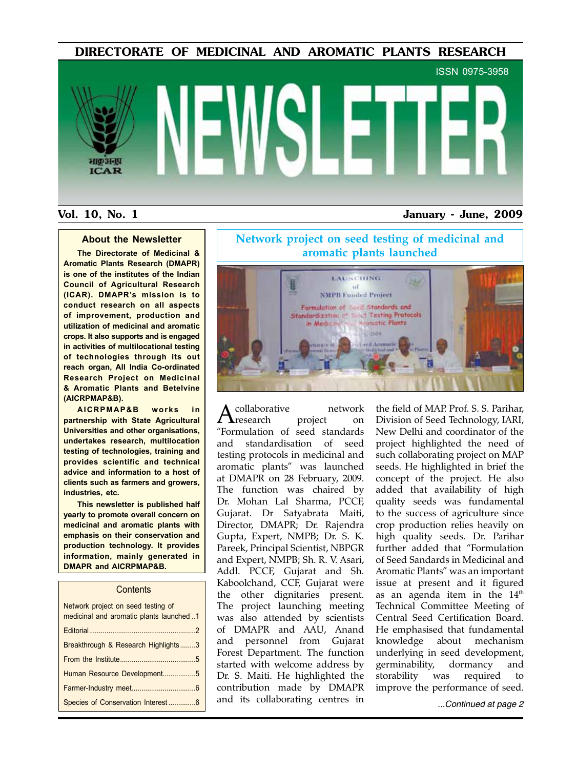# DIRECTORATE OF MEDICINAL AND AROMATIC PLANTS RESEARCH

ISSN 0975-3958

# NEWSLETTER

**Vol. 10, No. 1** **January - June, 2009**

### About the Newsletter

**The Directorate of Medicinal & Aromatic Plants Research (DMAPR) is one of the institutes of the Indian Council of Agricultural Research (ICAR). DMAPR's mission is to conduct research on all aspects of improvement, production and utilization of medicinal and aromatic crops. It also supports and is engaged in activities of multilocational testing of technologies through its out reach organ, All India Co-ordinated Research Project on Medicinal & Aromatic Plants and Betelvine (AICRPMAP&B).**

**AICRPMAP&B works in partnership with State Agricultural Universities and other organisations, undertakes research, multilocation testing of technologies, training and provides scientific and technical advice and information to a host of clients such as farmers and growers, industries, etc.**

**This newsletter is published half yearly to promote overall concern on medicinal and aromatic plants with emphasis on their conservation and production technology. It provides information, mainly generated in DMAPR and AICRPMAP&B.**

### Contents

- Network project on seed testing of medicinal and aromatic plants launched ..1
- Editorial......2
- Breakthrough & Research Highlights......3
- From the Institute......5
- Human Resource Development......5
- Farmer-Industry meet......6
- Species of Conservation Interest......6

## Network project on seed testing of medicinal and aromatic plants launched

A collaborative network research project on "Formulation of seed standards and standardisation of seed testing protocols in medicinal and aromatic plants" was launched at DMAPR on 28 February, 2009. The function was chaired by Dr. Mohan Lal Sharma, PCCF, Gujarat. Dr Satyabrata Maiti, Director, DMAPR; Dr. Rajendra Gupta, Expert, NMPB; Dr. S. K. Pareek, Principal Scientist, NBPGR and Expert, NMPB; Sh. R. V. Asari, Addl. PCCF, Gujarat and Sh. Kaboolchand, CCF, Gujarat were the other dignitaries present. The project launching meeting was also attended by scientists of DMAPR and AAU, Anand and personnel from Gujarat Forest Department. The function started with welcome address by Dr. S. Maiti. He highlighted the contribution made by DMAPR and its collaborating centres in the field of MAP. Prof. S. S. Parihar, Division of Seed Technology, IARI, New Delhi and coordinator of the project highlighted the need of such collaborating project on MAP seeds. He highlighted in brief the concept of the project. He also added that availability of high quality seeds was fundamental to the success of agriculture since crop production relies heavily on high quality seeds. Dr. Parihar further added that "Formulation of Seed Sandards in Medicinal and Aromatic Plants" was an important issue at present and it figured as an agenda item in the 14th Technical Committee Meeting of Central Seed Certification Board. He emphasised that fundamental knowledge about mechanism underlying in seed development, germinability, dormancy and storability was required to improve the performance of seed.

*...Continued at page 2*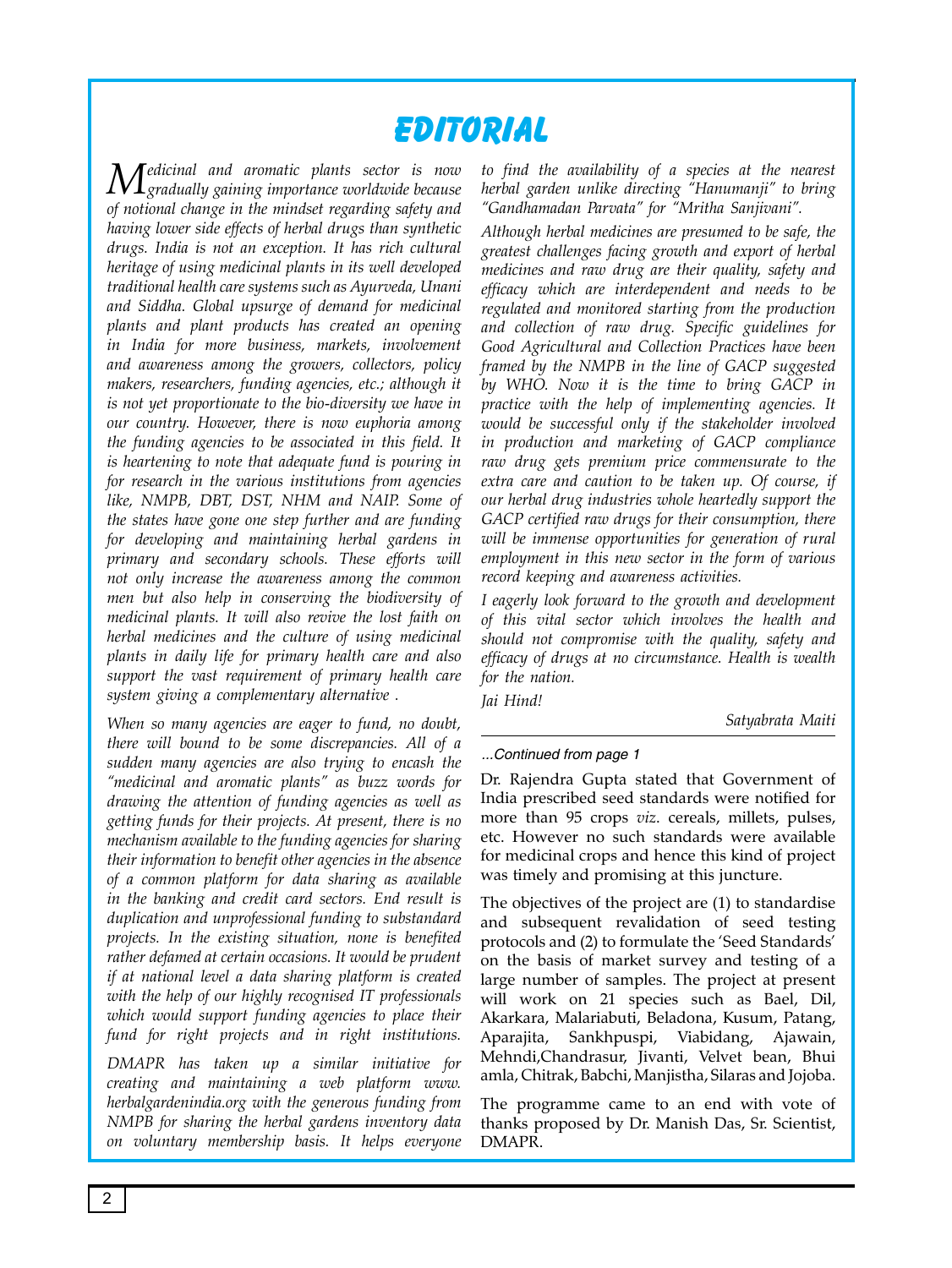# EDITORIAL

*Medicinal and aromatic plants sector is now gradually gaining importance worldwide because of notional change in the mindset regarding safety and having lower side effects of herbal drugs than synthetic drugs. India is not an exception. It has rich cultural heritage of using medicinal plants in its well developed traditional health care systems such as Ayurveda, Unani and Siddha. Global upsurge of demand for medicinal plants and plant products has created an opening in India for more business, markets, involvement and awareness among the growers, collectors, policy makers, researchers, funding agencies, etc.; although it is not yet proportionate to the bio-diversity we have in our country. However, there is now euphoria among the funding agencies to be associated in this field. It is heartening to note that adequate fund is pouring in for research in the various institutions from agencies like, NMPB, DBT, DST, NHM and NAIP. Some of the states have gone one step further and are funding for developing and maintaining herbal gardens in primary and secondary schools. These efforts will not only increase the awareness among the common men but also help in conserving the biodiversity of medicinal plants. It will also revive the lost faith on herbal medicines and the culture of using medicinal plants in daily life for primary health care and also support the vast requirement of primary health care system giving a complementary alternative .*

*When so many agencies are eager to fund, no doubt, there will bound to be some discrepancies. All of a sudden many agencies are also trying to encash the "medicinal and aromatic plants" as buzz words for drawing the attention of funding agencies as well as getting funds for their projects. At present, there is no mechanism available to the funding agencies for sharing their information to benefit other agencies in the absence of a common platform for data sharing as available in the banking and credit card sectors. End result is duplication and unprofessional funding to substandard projects. In the existing situation, none is benefited rather defamed at certain occasions. It would be prudent if at national level a data sharing platform is created with the help of our highly recognised IT professionals which would support funding agencies to place their fund for right projects and in right institutions.*

*DMAPR has taken up a similar initiative for creating and maintaining a web platform www.herbalgardenindia.org with the generous funding from NMPB for sharing the herbal gardens inventory data on voluntary membership basis. It helps everyone to find the availability of a species at the nearest herbal garden unlike directing "Hanumanji" to bring "Gandhamadan Parvata" for "Mritha Sanjivani".*

*Although herbal medicines are presumed to be safe, the greatest challenges facing growth and export of herbal medicines and raw drug are their quality, safety and efficacy which are interdependent and needs to be regulated and monitored starting from the production and collection of raw drug. Specific guidelines for Good Agricultural and Collection Practices have been framed by the NMPB in the line of GACP suggested by WHO. Now it is the time to bring GACP in practice with the help of implementing agencies. It would be successful only if the stakeholder involved in production and marketing of GACP compliance raw drug gets premium price commensurate to the extra care and caution to be taken up. Of course, if our herbal drug industries whole heartedly support the GACP certified raw drugs for their consumption, there will be immense opportunities for generation of rural employment in this new sector in the form of various record keeping and awareness activities.*

*I eagerly look forward to the growth and development of this vital sector which involves the health and should not compromise with the quality, safety and efficacy of drugs at no circumstance. Health is wealth for the nation.*

*Jai Hind!*

*Satyabrata Maiti*

---

*...Continued from page 1*

Dr. Rajendra Gupta stated that Government of India prescribed seed standards were notified for more than 95 crops *viz*. cereals, millets, pulses, etc. However no such standards were available for medicinal crops and hence this kind of project was timely and promising at this juncture.

The objectives of the project are (1) to standardise and subsequent revalidation of seed testing protocols and (2) to formulate the 'Seed Standards' on the basis of market survey and testing of a large number of samples. The project at present will work on 21 species such as Bael, Dil, Akarkara, Malariabuti, Beladona, Kusum, Patang, Aparajita, Sankhpuspi, Viabidang, Ajawain, Mehndi,Chandrasur, Jivanti, Velvet bean, Bhui amla, Chitrak, Babchi, Manjistha, Silaras and Jojoba.

The programme came to an end with vote of thanks proposed by Dr. Manish Das, Sr. Scientist, DMAPR.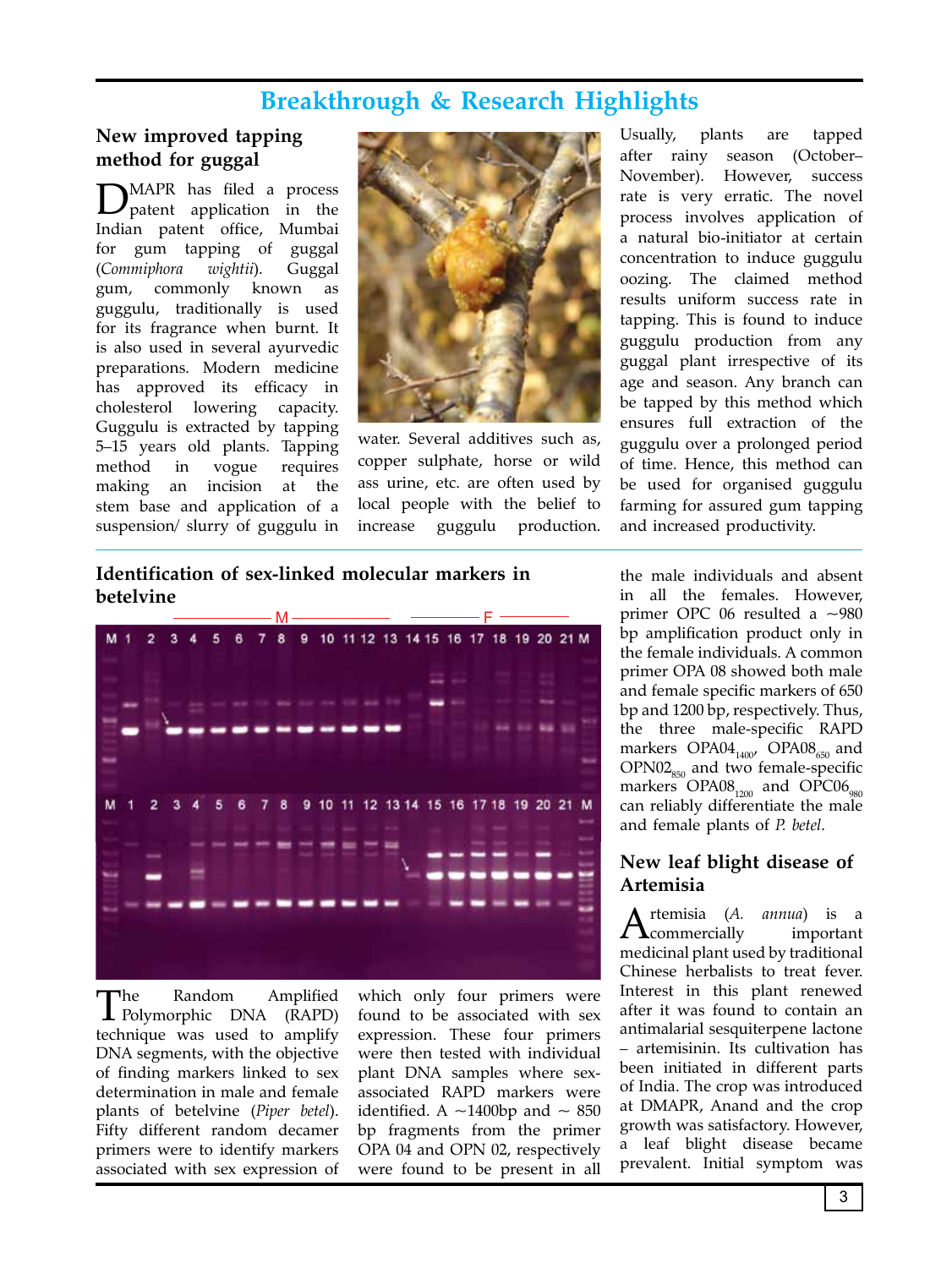## Breakthrough & Research Highlights

### New improved tapping method for guggal

DMAPR has filed a process patent application in the Indian patent office, Mumbai for gum tapping of guggal (*Commiphora wightii*). Guggal gum, commonly known as guggulu, traditionally is used for its fragrance when burnt. It is also used in several ayurvedic preparations. Modern medicine has approved its efficacy in cholesterol lowering capacity. Guggulu is extracted by tapping 5–15 years old plants. Tapping method in vogue requires making an incision at the stem base and application of a suspension/ slurry of guggulu in water. Several additives such as, copper sulphate, horse or wild ass urine, etc. are often used by local people with the belief to increase guggulu production. Usually, plants are tapped after rainy season (October–November). However, success rate is very erratic. The novel process involves application of a natural bio-initiator at certain concentration to induce guggulu oozing. The claimed method results uniform success rate in tapping. This is found to induce guggulu production from any guggal plant irrespective of its age and season. Any branch can be tapped by this method which ensures full extraction of the guggulu over a prolonged period of time. Hence, this method can be used for organised guggulu farming for assured gum tapping and increased productivity.

### Identification of sex-linked molecular markers in betelvine

The Random Amplified Polymorphic DNA (RAPD) technique was used to amplify DNA segments, with the objective of finding markers linked to sex determination in male and female plants of betelvine (*Piper betel*). Fifty different random decamer primers were to identify markers associated with sex expression of which only four primers were found to be associated with sex expression. These four primers were then tested with individual plant DNA samples where sex-associated RAPD markers were identified. A ~1400bp and ~ 850 bp fragments from the primer OPA 04 and OPN 02, respectively were found to be present in all the male individuals and absent in all the females. However, primer OPC 06 resulted a ~980 bp amplification product only in the female individuals. A common primer OPA 08 showed both male and female specific markers of 650 bp and 1200 bp, respectively. Thus, the three male-specific RAPD markers $OPA04_{1400}$, $OPA08_{650}$ and $OPN02_{850}$ and two female-specific markers $OPA08_{1200}$ and $OPC06_{980}$ can reliably differentiate the male and female plants of *P. betel*.

### New leaf blight disease of Artemisia

Artemisia (*A. annua*) is a commercially important medicinal plant used by traditional Chinese herbalists to treat fever. Interest in this plant renewed after it was found to contain an antimalarial sesquiterpene lactone – artemisinin. Its cultivation has been initiated in different parts of India. The crop was introduced at DMAPR, Anand and the crop growth was satisfactory. However, a leaf blight disease became prevalent. Initial symptom was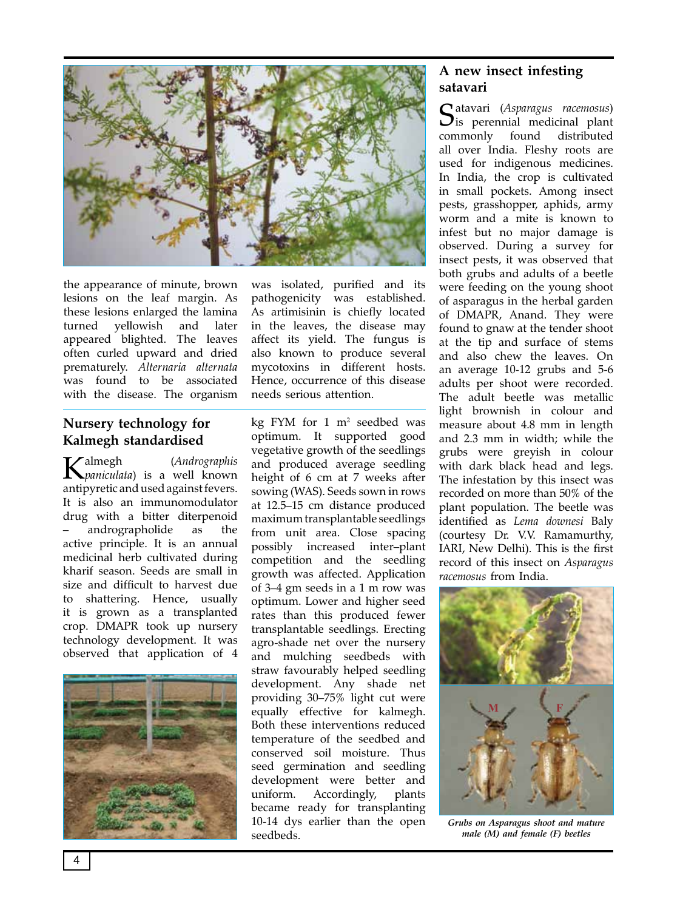the appearance of minute, brown lesions on the leaf margin. As these lesions enlarged the lamina turned yellowish and later appeared blighted. The leaves often curled upward and dried prematurely. *Alternaria alternata* was found to be associated with the disease. The organism was isolated, purified and its pathogenicity was established. As artimisinin is chiefly located in the leaves, the disease may affect its yield. The fungus is also known to produce several mycotoxins in different hosts. Hence, occurrence of this disease needs serious attention.

## Nursery technology for Kalmegh standardised

Kalmegh (*Andrographis paniculata*) is a well known antipyretic and used against fevers. It is also an immunomodulator drug with a bitter diterpenoid – andrographolide as the active principle. It is an annual medicinal herb cultivated during kharif season. Seeds are small in size and difficult to harvest due to shattering. Hence, usually it is grown as a transplanted crop. DMAPR took up nursery technology development. It was observed that application of 4 kg FYM for 1 $m^2$ seedbed was optimum. It supported good vegetative growth of the seedlings and produced average seedling height of 6 cm at 7 weeks after sowing (WAS). Seeds sown in rows at 12.5–15 cm distance produced maximum transplantable seedlings from unit area. Close spacing possibly increased inter–plant competition and the seedling growth was affected. Application of 3–4 gm seeds in a 1 m row was optimum. Lower and higher seed rates than this produced fewer transplantable seedlings. Erecting agro-shade net over the nursery and mulching seedbeds with straw favourably helped seedling development. Any shade net providing 30–75% light cut were equally effective for kalmegh. Both these interventions reduced temperature of the seedbed and conserved soil moisture. Thus seed germination and seedling development were better and uniform. Accordingly, plants became ready for transplanting 10-14 dys earlier than the open seedbeds.

## A new insect infesting satavari

Satavari (*Asparagus racemosus*) is perennial medicinal plant commonly found distributed all over India. Fleshy roots are used for indigenous medicines. In India, the crop is cultivated in small pockets. Among insect pests, grasshopper, aphids, army worm and a mite is known to infest but no major damage is observed. During a survey for insect pests, it was observed that both grubs and adults of a beetle were feeding on the young shoot of asparagus in the herbal garden of DMAPR, Anand. They were found to gnaw at the tender shoot at the tip and surface of stems and also chew the leaves. On an average 10-12 grubs and 5-6 adults per shoot were recorded. The adult beetle was metallic light brownish in colour and measure about 4.8 mm in length and 2.3 mm in width; while the grubs were greyish in colour with dark black head and legs. The infestation by this insect was recorded on more than 50% of the plant population. The beetle was identified as *Lema downesi* Baly (courtesy Dr. V.V. Ramamurthy, IARI, New Delhi). This is the first record of this insect on *Asparagus racemosus* from India.

***Grubs on Asparagus shoot and mature male (M) and female (F) beetles***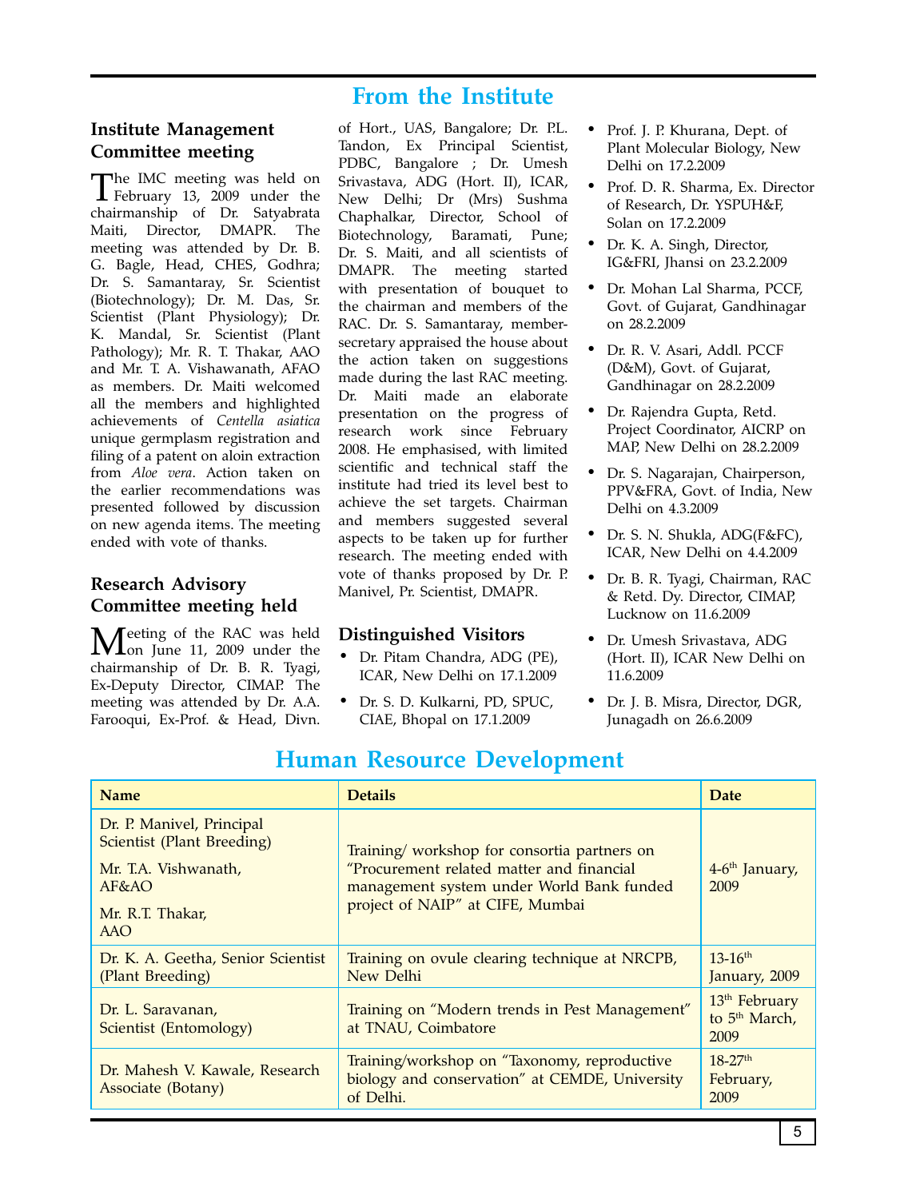# From the Institute

### Institute Management Committee meeting

The IMC meeting was held on February 13, 2009 under the chairmanship of Dr. Satyabrata Maiti, Director, DMAPR. The meeting was attended by Dr. B. G. Bagle, Head, CHES, Godhra; Dr. S. Samantaray, Sr. Scientist (Biotechnology); Dr. M. Das, Sr. Scientist (Plant Physiology); Dr. K. Mandal, Sr. Scientist (Plant Pathology); Mr. R. T. Thakar, AAO and Mr. T. A. Vishawanath, AFAO as members. Dr. Maiti welcomed all the members and highlighted achievements of *Centella asiatica* unique germplasm registration and filing of a patent on aloin extraction from *Aloe vera*. Action taken on the earlier recommendations was presented followed by discussion on new agenda items. The meeting ended with vote of thanks.

### Research Advisory Committee meeting held

Meeting of the RAC was held on June 11, 2009 under the chairmanship of Dr. B. R. Tyagi, Ex-Deputy Director, CIMAP. The meeting was attended by Dr. A.A. Farooqui, Ex-Prof. & Head, Divn. of Hort., UAS, Bangalore; Dr. P.L. Tandon, Ex Principal Scientist, PDBC, Bangalore ; Dr. Umesh Srivastava, ADG (Hort. II), ICAR, New Delhi; Dr (Mrs) Sushma Chaphalkar, Director, School of Biotechnology, Baramati, Pune; Dr. S. Maiti, and all scientists of DMAPR. The meeting started with presentation of bouquet to the chairman and members of the RAC. Dr. S. Samantaray, member-secretary appraised the house about the action taken on suggestions made during the last RAC meeting. Dr. Maiti made an elaborate presentation on the progress of research work since February 2008. He emphasised, with limited scientific and technical staff the institute had tried its level best to achieve the set targets. Chairman and members suggested several aspects to be taken up for further research. The meeting ended with vote of thanks proposed by Dr. P. Manivel, Pr. Scientist, DMAPR.

### Distinguished Visitors

- Dr. Pitam Chandra, ADG (PE), ICAR, New Delhi on 17.1.2009
- Dr. S. D. Kulkarni, PD, SPUC, CIAE, Bhopal on 17.1.2009
- Prof. J. P. Khurana, Dept. of Plant Molecular Biology, New Delhi on 17.2.2009
- Prof. D. R. Sharma, Ex. Director of Research, Dr. YSPUH&F, Solan on 17.2.2009
- Dr. K. A. Singh, Director, IG&FRI, Jhansi on 23.2.2009
- Dr. Mohan Lal Sharma, PCCF, Govt. of Gujarat, Gandhinagar on 28.2.2009
- Dr. R. V. Asari, Addl. PCCF (D&M), Govt. of Gujarat, Gandhinagar on 28.2.2009
- Dr. Rajendra Gupta, Retd. Project Coordinator, AICRP on MAP, New Delhi on 28.2.2009
- Dr. S. Nagarajan, Chairperson, PPV&FRA, Govt. of India, New Delhi on 4.3.2009
- Dr. S. N. Shukla, ADG(F&FC), ICAR, New Delhi on 4.4.2009
- Dr. B. R. Tyagi, Chairman, RAC & Retd. Dy. Director, CIMAP, Lucknow on 11.6.2009
- Dr. Umesh Srivastava, ADG (Hort. II), ICAR New Delhi on 11.6.2009
- Dr. J. B. Misra, Director, DGR, Junagadh on 26.6.2009

# Human Resource Development

| Name | Details | Date |
|---|---|---|
| Dr. P. Manivel, Principal Scientist (Plant Breeding)<br>Mr. T.A. Vishwanath, AF&AO<br>Mr. R.T. Thakar, AAO | Training/ workshop for consortia partners on “Procurement related matter and financial management system under World Bank funded project of NAIP” at CIFE, Mumbai | 4-6th January, 2009 |
| Dr. K. A. Geetha, Senior Scientist (Plant Breeding) | Training on ovule clearing technique at NRCPB, New Delhi | 13-16th January, 2009 |
| Dr. L. Saravanan, Scientist (Entomology) | Training on “Modern trends in Pest Management” at TNAU, Coimbatore | 13th February to 5th March, 2009 |
| Dr. Mahesh V. Kawale, Research Associate (Botany) | Training/workshop on “Taxonomy, reproductive biology and conservation” at CEMDE, University of Delhi. | 18-27th February, 2009 |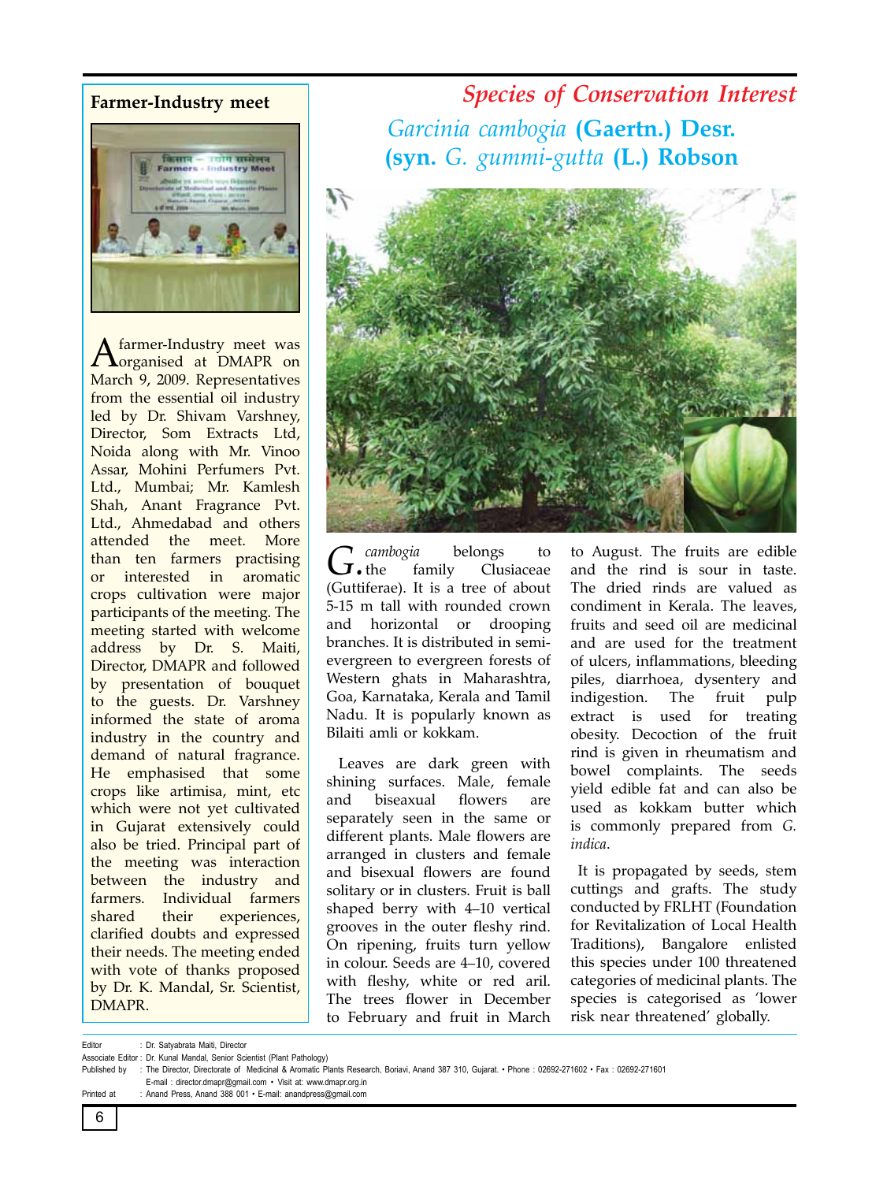## Farmer-Industry meet

A farmer-Industry meet was organised at DMAPR on March 9, 2009. Representatives from the essential oil industry led by Dr. Shivam Varshney, Director, Som Extracts Ltd, Noida along with Mr. Vinoo Assar, Mohini Perfumers Pvt. Ltd., Mumbai; Mr. Kamlesh Shah, Anant Fragrance Pvt. Ltd., Ahmedabad and others attended the meet. More than ten farmers practising or interested in aromatic crops cultivation were major participants of the meeting. The meeting started with welcome address by Dr. S. Maiti, Director, DMAPR and followed by presentation of bouquet to the guests. Dr. Varshney informed the state of aroma industry in the country and demand of natural fragrance. He emphasised that some crops like artimisa, mint, etc which were not yet cultivated in Gujarat extensively could also be tried. Principal part of the meeting was interaction between the industry and farmers. Individual farmers shared their experiences, clarified doubts and expressed their needs. The meeting ended with vote of thanks proposed by Dr. K. Mandal, Sr. Scientist, DMAPR.

## *Species of Conservation Interest*

### *Garcinia cambogia* (Gaertn.) Desr. (syn. *G. gummi-gutta* (L.) Robson

*G. cambogia* belongs to the family Clusiaceae (Guttiferae). It is a tree of about 5-15 m tall with rounded crown and horizontal or drooping branches. It is distributed in semi-evergreen to evergreen forests of Western ghats in Maharashtra, Goa, Karnataka, Kerala and Tamil Nadu. It is popularly known as Bilaiti amli or kokkam.

Leaves are dark green with shining surfaces. Male, female and biseaxual flowers are separately seen in the same or different plants. Male flowers are arranged in clusters and female and bisexual flowers are found solitary or in clusters. Fruit is ball shaped berry with 4–10 vertical grooves in the outer fleshy rind. On ripening, fruits turn yellow in colour. Seeds are 4–10, covered with fleshy, white or red aril. The trees flower in December to February and fruit in March to August. The fruits are edible and the rind is sour in taste. The dried rinds are valued as condiment in Kerala. The leaves, fruits and seed oil are medicinal and are used for the treatment of ulcers, inflammations, bleeding piles, diarrhoea, dysentery and indigestion. The fruit pulp extract is used for treating obesity. Decoction of the fruit rind is given in rheumatism and bowel complaints. The seeds yield edible fat and can also be used as kokkam butter which is commonly prepared from *G. indica*.

It is propagated by seeds, stem cuttings and grafts. The study conducted by FRLHT (Foundation for Revitalization of Local Health Traditions), Bangalore enlisted this species under 100 threatened categories of medicinal plants. The species is categorised as 'lower risk near threatened' globally.

Editor : Dr. Satyabrata Maiti, Director
Associate Editor : Dr. Kunal Mandal, Senior Scientist (Plant Pathology)
Published by : The Director, Directorate of Medicinal & Aromatic Plants Research, Boriavi, Anand 387 310, Gujarat. • Phone : 02692-271602 • Fax : 02692-271601
E-mail : director.dmapr@gmail.com • Visit at: www.dmapr.org.in
Printed at : Anand Press, Anand 388 001 • E-mail: anandpress@gmail.com